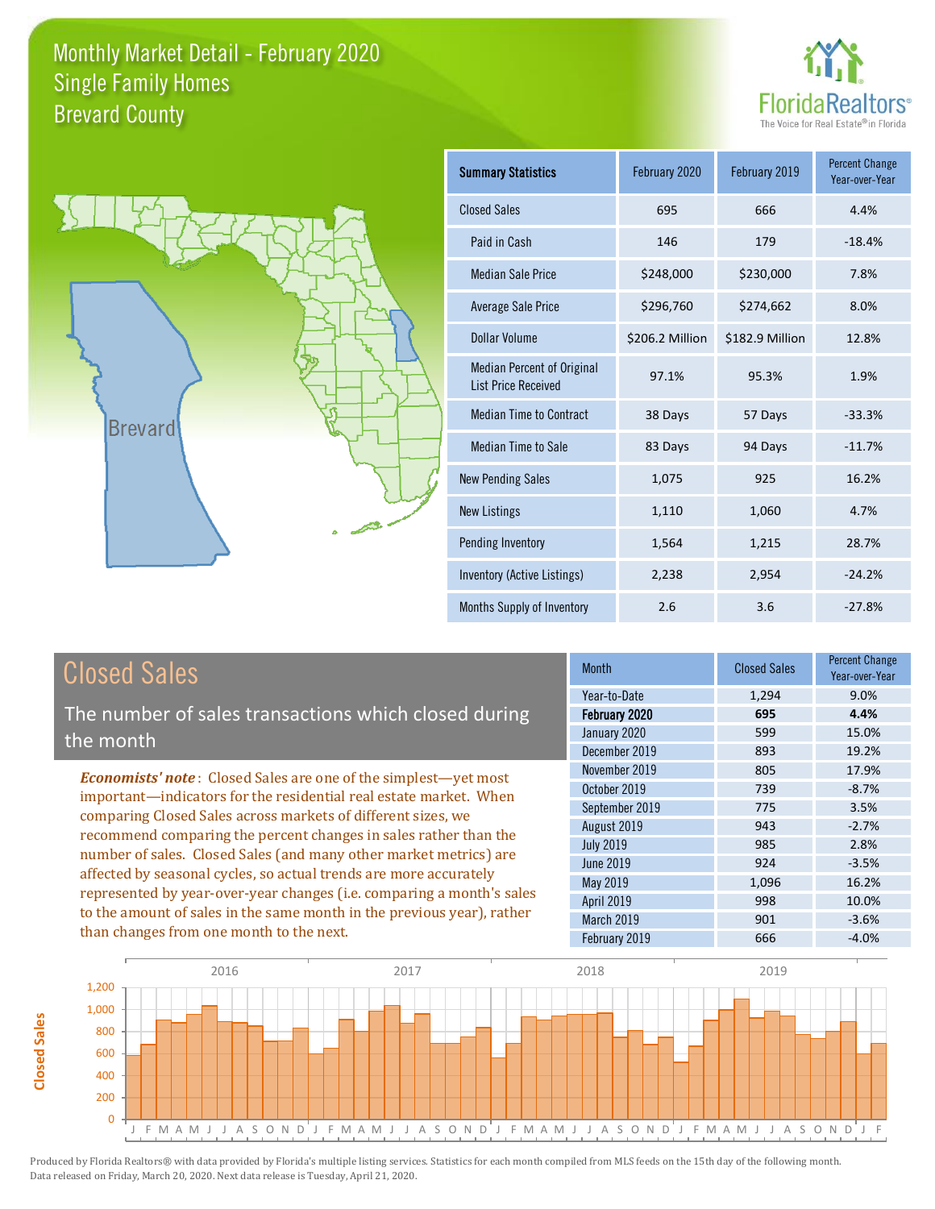# Monthly Market Detail - February 2020
## Single Family Homes
## Brevard County

FloridaRealtors®
The Voice for Real Estate® in Florida

Brevard

| Summary Statistics | February 2020 | February 2019 | Percent Change Year-over-Year |
|---|---|---|---|
| Closed Sales | 695 | 666 | 4.4% |
| Paid in Cash | 146 | 179 | -18.4% |
| Median Sale Price | $248,000 | $230,000 | 7.8% |
| Average Sale Price | $296,760 | $274,662 | 8.0% |
| Dollar Volume | $206.2 Million | $182.9 Million | 12.8% |
| Median Percent of Original List Price Received | 97.1% | 95.3% | 1.9% |
| Median Time to Contract | 38 Days | 57 Days | -33.3% |
| Median Time to Sale | 83 Days | 94 Days | -11.7% |
| New Pending Sales | 1,075 | 925 | 16.2% |
| New Listings | 1,110 | 1,060 | 4.7% |
| Pending Inventory | 1,564 | 1,215 | 28.7% |
| Inventory (Active Listings) | 2,238 | 2,954 | -24.2% |
| Months Supply of Inventory | 2.6 | 3.6 | -27.8% |

## Closed Sales

The number of sales transactions which closed during the month

***Economists' note***: Closed Sales are one of the simplest—yet most important—indicators for the residential real estate market. When comparing Closed Sales across markets of different sizes, we recommend comparing the percent changes in sales rather than the number of sales. Closed Sales (and many other market metrics) are affected by seasonal cycles, so actual trends are more accurately represented by year-over-year changes (i.e. comparing a month's sales to the amount of sales in the same month in the previous year), rather than changes from one month to the next.

| Month | Closed Sales | Percent Change Year-over-Year |
|---|---|---|
| Year-to-Date | 1,294 | 9.0% |
| **February 2020** | **695** | **4.4%** |
| January 2020 | 599 | 15.0% |
| December 2019 | 893 | 19.2% |
| November 2019 | 805 | 17.9% |
| October 2019 | 739 | -8.7% |
| September 2019 | 775 | 3.5% |
| August 2019 | 943 | -2.7% |
| July 2019 | 985 | 2.8% |
| June 2019 | 924 | -3.5% |
| May 2019 | 1,096 | 16.2% |
| April 2019 | 998 | 10.0% |
| March 2019 | 901 | -3.6% |
| February 2019 | 666 | -4.0% |

Closed Sales

2016 2017 2018 2019

1,200
1,000
800
600
400
200
0

J F M A M J J A S O N D J F M A M J J A S O N D J F M A M J J A S O N D J F M A M J J A S O N D J F

Produced by Florida Realtors® with data provided by Florida's multiple listing services. Statistics for each month compiled from MLS feeds on the 15th day of the following month. Data released on Friday, March 20, 2020. Next data release is Tuesday, April 21, 2020.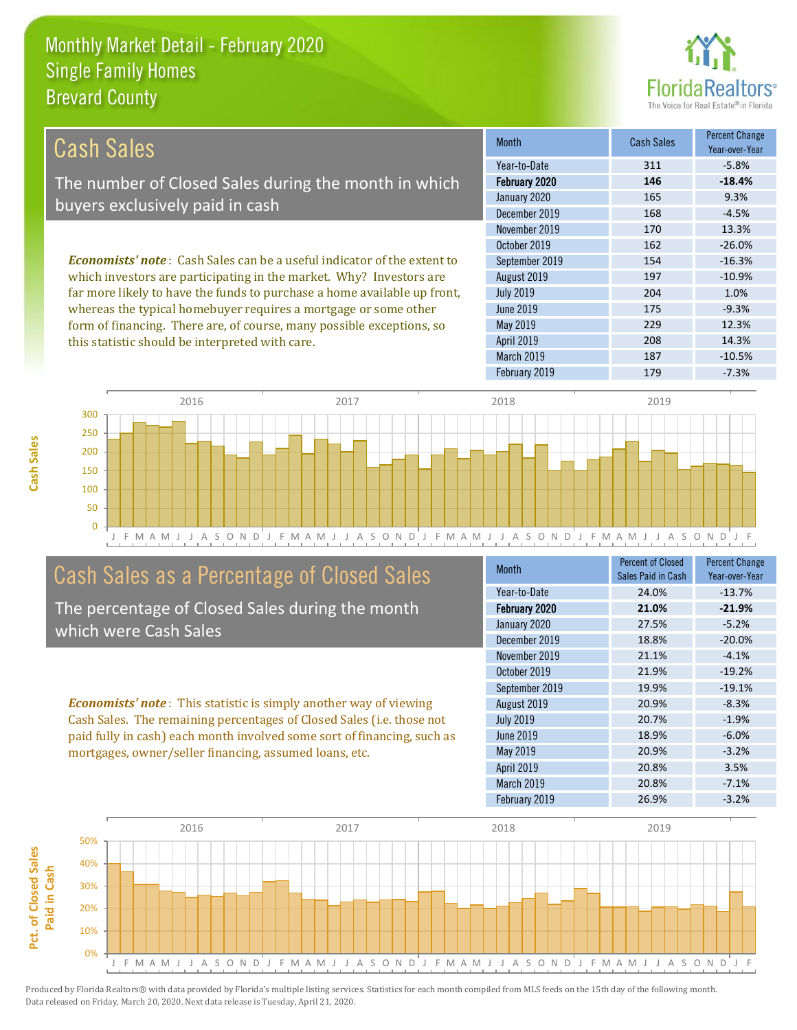# Monthly Market Detail - February 2020
## Single Family Homes
## Brevard County

FloridaRealtors® The Voice for Real Estate® in Florida

## Cash Sales

The number of Closed Sales during the month in which buyers exclusively paid in cash

*Economists' note*: Cash Sales can be a useful indicator of the extent to which investors are participating in the market. Why? Investors are far more likely to have the funds to purchase a home available up front, whereas the typical homebuyer requires a mortgage or some other form of financing. There are, of course, many possible exceptions, so this statistic should be interpreted with care.

| Month | Cash Sales | Percent Change Year-over-Year |
|---|---|---|
| Year-to-Date | 311 | -5.8% |
| **February 2020** | **146** | **-18.4%** |
| January 2020 | 165 | 9.3% |
| December 2019 | 168 | -4.5% |
| November 2019 | 170 | 13.3% |
| October 2019 | 162 | -26.0% |
| September 2019 | 154 | -16.3% |
| August 2019 | 197 | -10.9% |
| July 2019 | 204 | 1.0% |
| June 2019 | 175 | -9.3% |
| May 2019 | 229 | 12.3% |
| April 2019 | 208 | 14.3% |
| March 2019 | 187 | -10.5% |
| February 2019 | 179 | -7.3% |

Cash Sales

2016 2017 2018 2019

300 250 200 150 100 50 0

J F M A M J J A S O N D J F M A M J J A S O N D J F M A M J J A S O N D J F M A M J J A S O N D J F

## Cash Sales as a Percentage of Closed Sales

The percentage of Closed Sales during the month which were Cash Sales

*Economists' note*: This statistic is simply another way of viewing Cash Sales. The remaining percentages of Closed Sales (i.e. those not paid fully in cash) each month involved some sort of financing, such as mortgages, owner/seller financing, assumed loans, etc.

| Month | Percent of Closed Sales Paid in Cash | Percent Change Year-over-Year |
|---|---|---|
| Year-to-Date | 24.0% | -13.7% |
| **February 2020** | **21.0%** | **-21.9%** |
| January 2020 | 27.5% | -5.2% |
| December 2019 | 18.8% | -20.0% |
| November 2019 | 21.1% | -4.1% |
| October 2019 | 21.9% | -19.2% |
| September 2019 | 19.9% | -19.1% |
| August 2019 | 20.9% | -8.3% |
| July 2019 | 20.7% | -1.9% |
| June 2019 | 18.9% | -6.0% |
| May 2019 | 20.9% | -3.2% |
| April 2019 | 20.8% | 3.5% |
| March 2019 | 20.8% | -7.1% |
| February 2019 | 26.9% | -3.2% |

Pct. of Closed Sales Paid in Cash

2016 2017 2018 2019

50% 40% 30% 20% 10% 0%

J F M A M J J A S O N D J F M A M J J A S O N D J F M A M J J A S O N D J F M A M J J A S O N D J F

Produced by Florida Realtors® with data provided by Florida's multiple listing services. Statistics for each month compiled from MLS feeds on the 15th day of the following month. Data released on Friday, March 20, 2020. Next data release is Tuesday, April 21, 2020.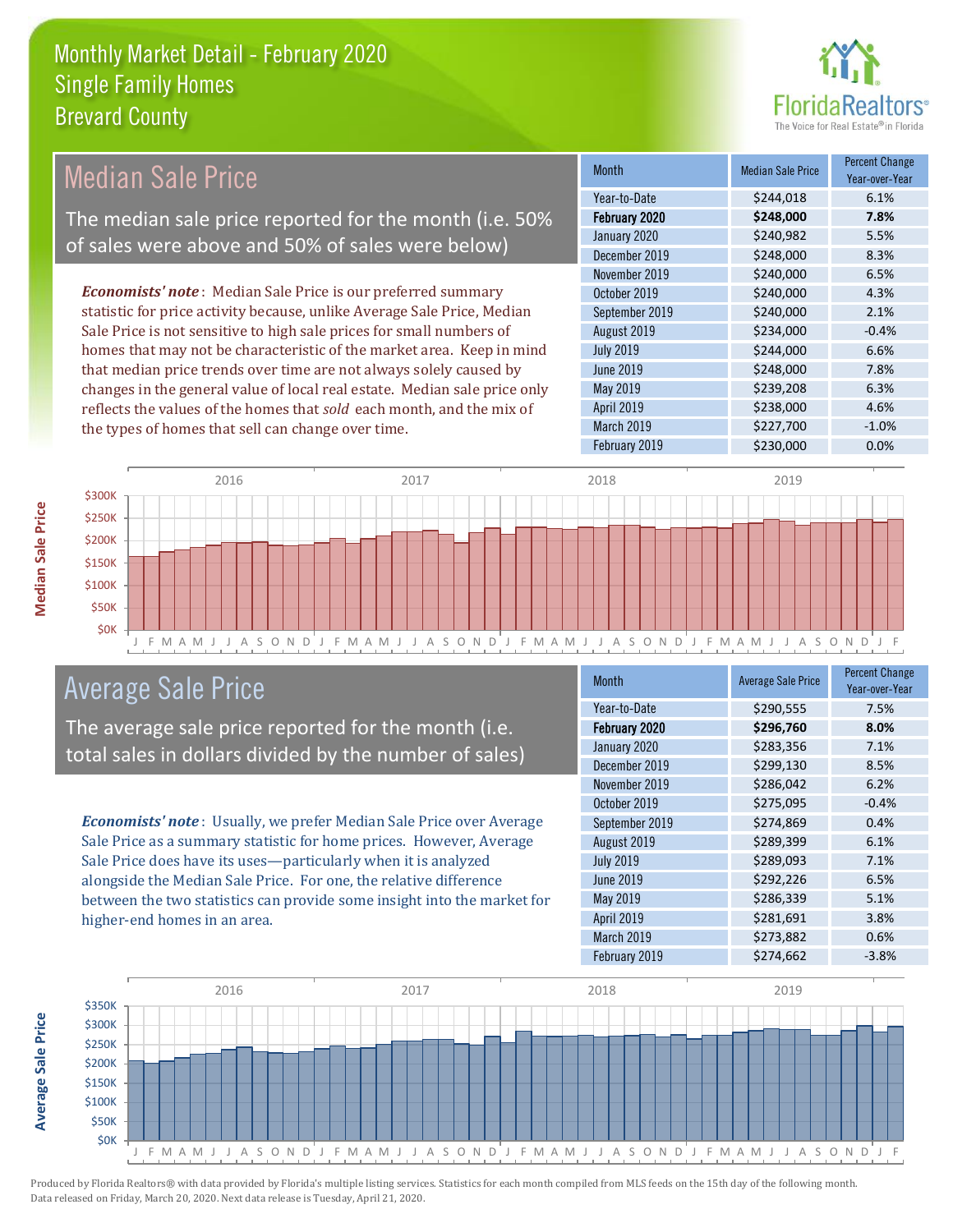# Monthly Market Detail - February 2020
## Single Family Homes
## Brevard County

FloridaRealtors® The Voice for Real Estate® in Florida

## Median Sale Price

The median sale price reported for the month (i.e. 50% of sales were above and 50% of sales were below)

***Economists' note***: Median Sale Price is our preferred summary statistic for price activity because, unlike Average Sale Price, Median Sale Price is not sensitive to high sale prices for small numbers of homes that may not be characteristic of the market area. Keep in mind that median price trends over time are not always solely caused by changes in the general value of local real estate. Median sale price only reflects the values of the homes that *sold* each month, and the mix of the types of homes that sell can change over time.

| Month | Median Sale Price | Percent Change Year-over-Year |
|---|---|---|
| Year-to-Date | $244,018 | 6.1% |
| **February 2020** | **$248,000** | **7.8%** |
| January 2020 | $240,982 | 5.5% |
| December 2019 | $248,000 | 8.3% |
| November 2019 | $240,000 | 6.5% |
| October 2019 | $240,000 | 4.3% |
| September 2019 | $240,000 | 2.1% |
| August 2019 | $234,000 | -0.4% |
| July 2019 | $244,000 | 6.6% |
| June 2019 | $248,000 | 7.8% |
| May 2019 | $239,208 | 6.3% |
| April 2019 | $238,000 | 4.6% |
| March 2019 | $227,700 | -1.0% |
| February 2019 | $230,000 | 0.0% |

Median Sale Price

2016 2017 2018 2019

$300K $250K $200K $150K $100K $50K $0K

J F M A M J J A S O N D J F M A M J J A S O N D J F M A M J J A S O N D J F M A M J J A S O N D J F

## Average Sale Price

The average sale price reported for the month (i.e. total sales in dollars divided by the number of sales)

***Economists' note***: Usually, we prefer Median Sale Price over Average Sale Price as a summary statistic for home prices. However, Average Sale Price does have its uses—particularly when it is analyzed alongside the Median Sale Price. For one, the relative difference between the two statistics can provide some insight into the market for higher-end homes in an area.

| Month | Average Sale Price | Percent Change Year-over-Year |
|---|---|---|
| Year-to-Date | $290,555 | 7.5% |
| **February 2020** | **$296,760** | **8.0%** |
| January 2020 | $283,356 | 7.1% |
| December 2019 | $299,130 | 8.5% |
| November 2019 | $286,042 | 6.2% |
| October 2019 | $275,095 | -0.4% |
| September 2019 | $274,869 | 0.4% |
| August 2019 | $289,399 | 6.1% |
| July 2019 | $289,093 | 7.1% |
| June 2019 | $292,226 | 6.5% |
| May 2019 | $286,339 | 5.1% |
| April 2019 | $281,691 | 3.8% |
| March 2019 | $273,882 | 0.6% |
| February 2019 | $274,662 | -3.8% |

Average Sale Price

2016 2017 2018 2019

$350K $300K $250K $200K $150K $100K $50K $0K

J F M A M J J A S O N D J F M A M J J A S O N D J F M A M J J A S O N D J F M A M J J A S O N D J F

Produced by Florida Realtors® with data provided by Florida's multiple listing services. Statistics for each month compiled from MLS feeds on the 15th day of the following month. Data released on Friday, March 20, 2020. Next data release is Tuesday, April 21, 2020.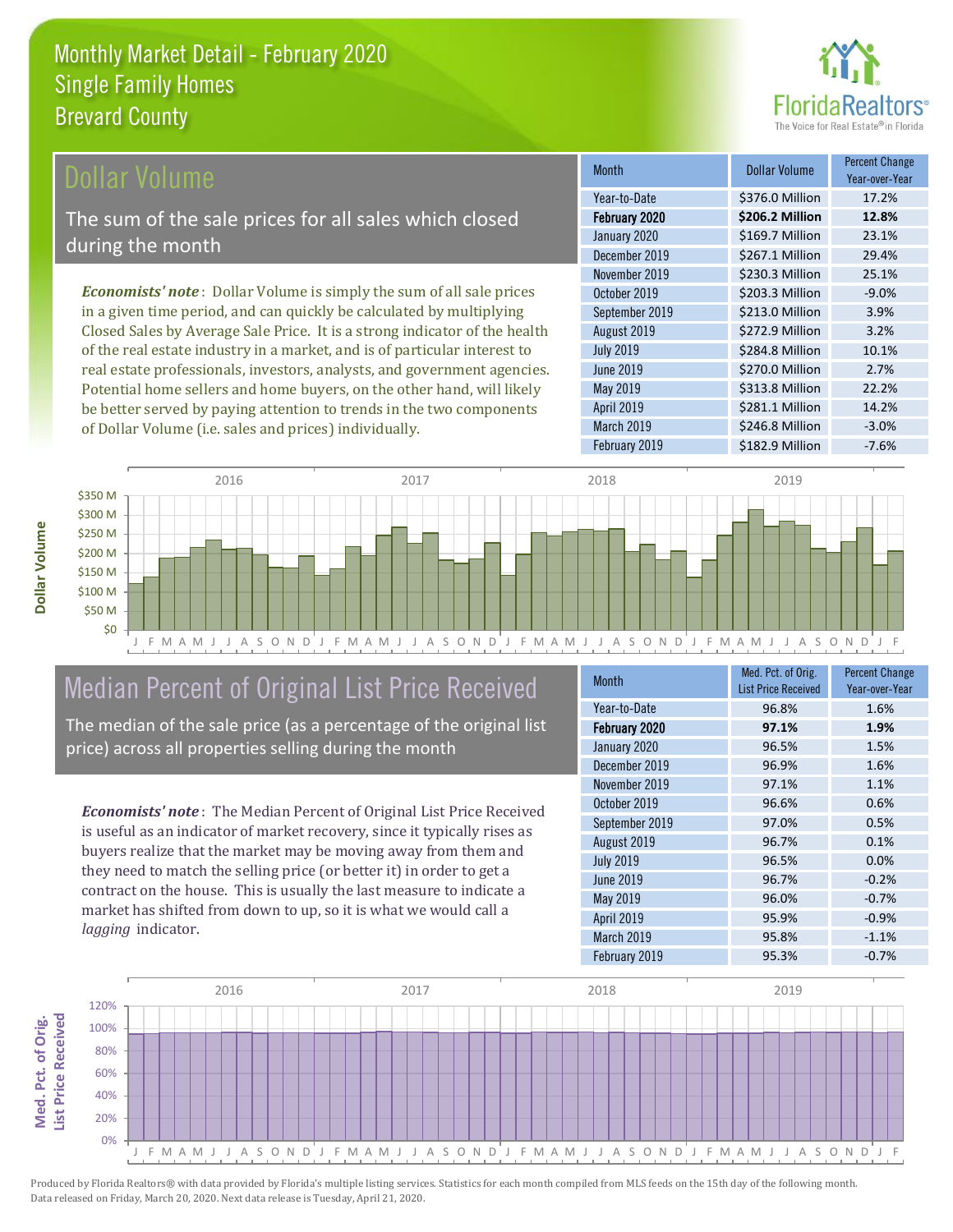# Monthly Market Detail - February 2020
## Single Family Homes
## Brevard County

## Dollar Volume

The sum of the sale prices for all sales which closed during the month

*Economists' note*: Dollar Volume is simply the sum of all sale prices in a given time period, and can quickly be calculated by multiplying Closed Sales by Average Sale Price. It is a strong indicator of the health of the real estate industry in a market, and is of particular interest to real estate professionals, investors, analysts, and government agencies. Potential home sellers and home buyers, on the other hand, will likely be better served by paying attention to trends in the two components of Dollar Volume (i.e. sales and prices) individually.

| Month | Dollar Volume | Percent Change Year-over-Year |
|---|---|---|
| Year-to-Date | $376.0 Million | 17.2% |
| **February 2020** | **$206.2 Million** | **12.8%** |
| January 2020 | $169.7 Million | 23.1% |
| December 2019 | $267.1 Million | 29.4% |
| November 2019 | $230.3 Million | 25.1% |
| October 2019 | $203.3 Million | -9.0% |
| September 2019 | $213.0 Million | 3.9% |
| August 2019 | $272.9 Million | 3.2% |
| July 2019 | $284.8 Million | 10.1% |
| June 2019 | $270.0 Million | 2.7% |
| May 2019 | $313.8 Million | 22.2% |
| April 2019 | $281.1 Million | 14.2% |
| March 2019 | $246.8 Million | -3.0% |
| February 2019 | $182.9 Million | -7.6% |

Dollar Volume

$350 M
$300 M
$250 M
$200 M
$150 M
$100 M
$50 M
$0

2016 2017 2018 2019

J F M A M J J A S O N D J F M A M J J A S O N D J F M A M J J A S O N D J F M A M J J A S O N D J F

## Median Percent of Original List Price Received

The median of the sale price (as a percentage of the original list price) across all properties selling during the month

*Economists' note*: The Median Percent of Original List Price Received is useful as an indicator of market recovery, since it typically rises as buyers realize that the market may be moving away from them and they need to match the selling price (or better it) in order to get a contract on the house. This is usually the last measure to indicate a market has shifted from down to up, so it is what we would call a *lagging* indicator.

| Month | Med. Pct. of Orig. List Price Received | Percent Change Year-over-Year |
|---|---|---|
| Year-to-Date | 96.8% | 1.6% |
| **February 2020** | **97.1%** | **1.9%** |
| January 2020 | 96.5% | 1.5% |
| December 2019 | 96.9% | 1.6% |
| November 2019 | 97.1% | 1.1% |
| October 2019 | 96.6% | 0.6% |
| September 2019 | 97.0% | 0.5% |
| August 2019 | 96.7% | 0.1% |
| July 2019 | 96.5% | 0.0% |
| June 2019 | 96.7% | -0.2% |
| May 2019 | 96.0% | -0.7% |
| April 2019 | 95.9% | -0.9% |
| March 2019 | 95.8% | -1.1% |
| February 2019 | 95.3% | -0.7% |

Med. Pct. of Orig. List Price Received

120%
100%
80%
60%
40%
20%
0%

2016 2017 2018 2019

J F M A M J J A S O N D J F M A M J J A S O N D J F M A M J J A S O N D J F M A M J J A S O N D J F

Produced by Florida Realtors® with data provided by Florida's multiple listing services. Statistics for each month compiled from MLS feeds on the 15th day of the following month. Data released on Friday, March 20, 2020. Next data release is Tuesday, April 21, 2020.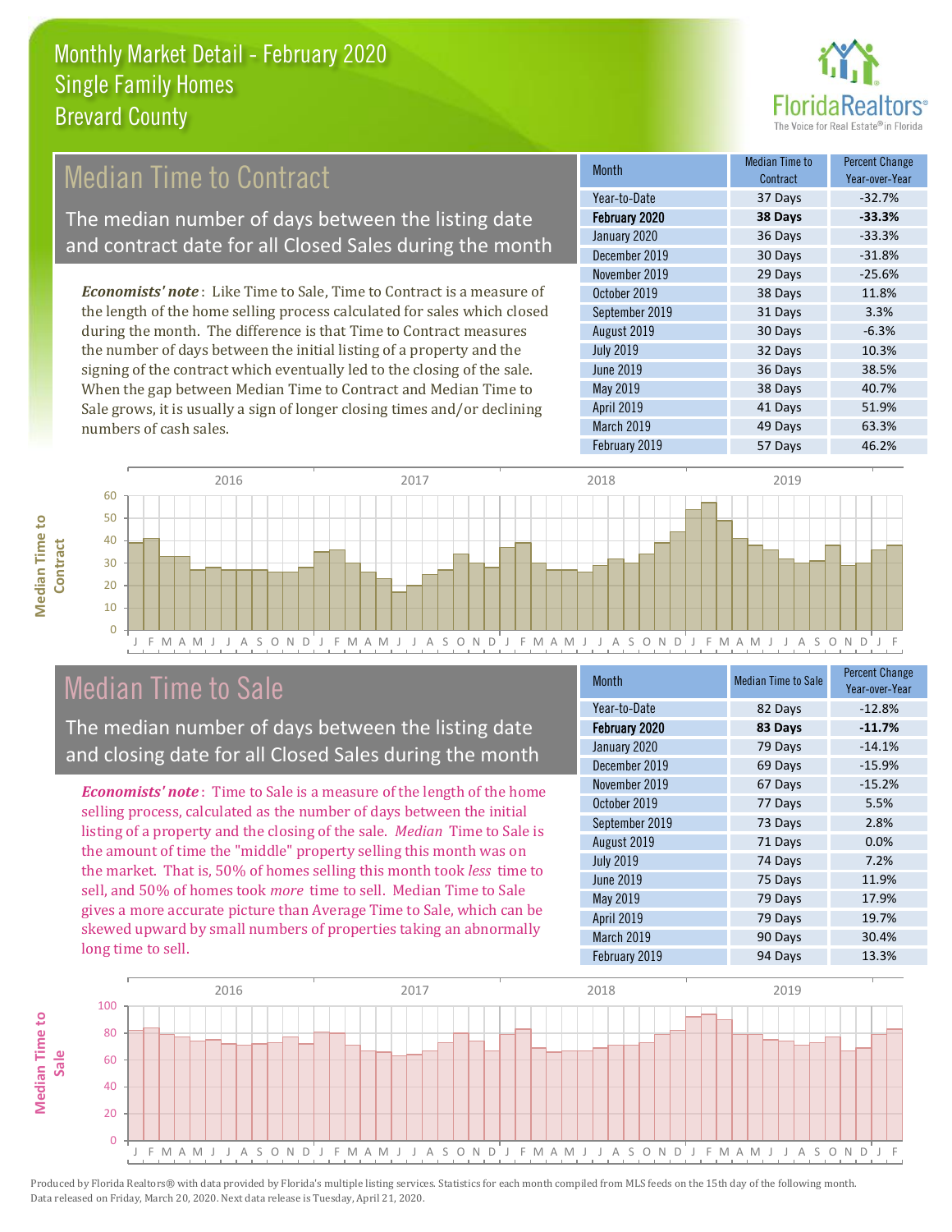# Monthly Market Detail - February 2020
## Single Family Homes
## Brevard County

FloridaRealtors®
The Voice for Real Estate® in Florida

## Median Time to Contract

The median number of days between the listing date and contract date for all Closed Sales during the month

*Economists' note*: Like Time to Sale, Time to Contract is a measure of the length of the home selling process calculated for sales which closed during the month. The difference is that Time to Contract measures the number of days between the initial listing of a property and the signing of the contract which eventually led to the closing of the sale. When the gap between Median Time to Contract and Median Time to Sale grows, it is usually a sign of longer closing times and/or declining numbers of cash sales.

| Month | Median Time to Contract | Percent Change Year-over-Year |
|---|---|---|
| Year-to-Date | 37 Days | -32.7% |
| **February 2020** | **38 Days** | **-33.3%** |
| January 2020 | 36 Days | -33.3% |
| December 2019 | 30 Days | -31.8% |
| November 2019 | 29 Days | -25.6% |
| October 2019 | 38 Days | 11.8% |
| September 2019 | 31 Days | 3.3% |
| August 2019 | 30 Days | -6.3% |
| July 2019 | 32 Days | 10.3% |
| June 2019 | 36 Days | 38.5% |
| May 2019 | 38 Days | 40.7% |
| April 2019 | 41 Days | 51.9% |
| March 2019 | 49 Days | 63.3% |
| February 2019 | 57 Days | 46.2% |

Median Time to Contract

2016 2017 2018 2019

0 10 20 30 40 50 60

J F M A M J J A S O N D J F M A M J J A S O N D J F M A M J J A S O N D J F M A M J J A S O N D J F

## Median Time to Sale

The median number of days between the listing date and closing date for all Closed Sales during the month

*Economists' note*: Time to Sale is a measure of the length of the home selling process, calculated as the number of days between the initial listing of a property and the closing of the sale. *Median* Time to Sale is the amount of time the "middle" property selling this month was on the market. That is, 50% of homes selling this month took *less* time to sell, and 50% of homes took *more* time to sell. Median Time to Sale gives a more accurate picture than Average Time to Sale, which can be skewed upward by small numbers of properties taking an abnormally long time to sell.

| Month | Median Time to Sale | Percent Change Year-over-Year |
|---|---|---|
| Year-to-Date | 82 Days | -12.8% |
| **February 2020** | **83 Days** | **-11.7%** |
| January 2020 | 79 Days | -14.1% |
| December 2019 | 69 Days | -15.9% |
| November 2019 | 67 Days | -15.2% |
| October 2019 | 77 Days | 5.5% |
| September 2019 | 73 Days | 2.8% |
| August 2019 | 71 Days | 0.0% |
| July 2019 | 74 Days | 7.2% |
| June 2019 | 75 Days | 11.9% |
| May 2019 | 79 Days | 17.9% |
| April 2019 | 79 Days | 19.7% |
| March 2019 | 90 Days | 30.4% |
| February 2019 | 94 Days | 13.3% |

Median Time to Sale

2016 2017 2018 2019

0 20 40 60 80 100

J F M A M J J A S O N D J F M A M J J A S O N D J F M A M J J A S O N D J F M A M J J A S O N D J F

Produced by Florida Realtors® with data provided by Florida's multiple listing services. Statistics for each month compiled from MLS feeds on the 15th day of the following month. Data released on Friday, March 20, 2020. Next data release is Tuesday, April 21, 2020.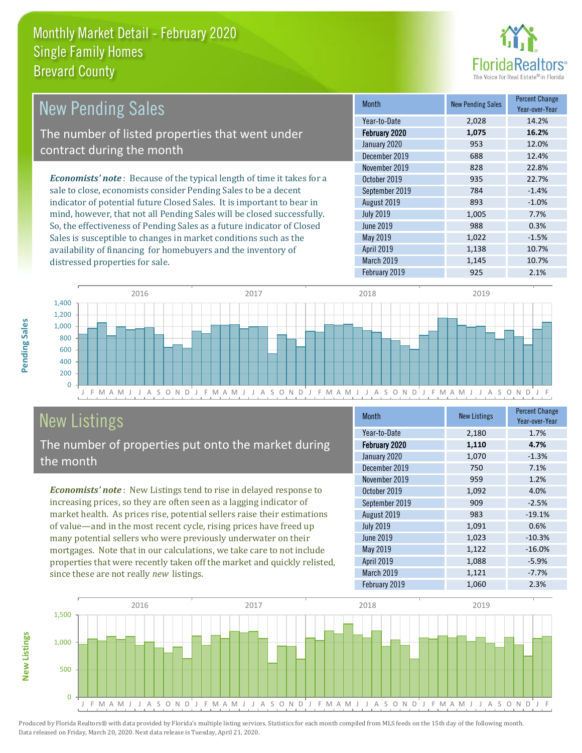# Monthly Market Detail - February 2020
## Single Family Homes
## Brevard County

## New Pending Sales

The number of listed properties that went under contract during the month

*Economists' note*: Because of the typical length of time it takes for a sale to close, economists consider Pending Sales to be a decent indicator of potential future Closed Sales. It is important to bear in mind, however, that not all Pending Sales will be closed successfully. So, the effectiveness of Pending Sales as a future indicator of Closed Sales is susceptible to changes in market conditions such as the availability of financing for homebuyers and the inventory of distressed properties for sale.

| Month | New Pending Sales | Percent Change Year-over-Year |
|---|---|---|
| Year-to-Date | 2,028 | 14.2% |
| **February 2020** | **1,075** | **16.2%** |
| January 2020 | 953 | 12.0% |
| December 2019 | 688 | 12.4% |
| November 2019 | 828 | 22.8% |
| October 2019 | 935 | 22.7% |
| September 2019 | 784 | -1.4% |
| August 2019 | 893 | -1.0% |
| July 2019 | 1,005 | 7.7% |
| June 2019 | 988 | 0.3% |
| May 2019 | 1,022 | -1.5% |
| April 2019 | 1,138 | 10.7% |
| March 2019 | 1,145 | 10.7% |
| February 2019 | 925 | 2.1% |

## New Listings

The number of properties put onto the market during the month

*Economists' note*: New Listings tend to rise in delayed response to increasing prices, so they are often seen as a lagging indicator of market health. As prices rise, potential sellers raise their estimations of value—and in the most recent cycle, rising prices have freed up many potential sellers who were previously underwater on their mortgages. Note that in our calculations, we take care to not include properties that were recently taken off the market and quickly relisted, since these are not really *new* listings.

| Month | New Listings | Percent Change Year-over-Year |
|---|---|---|
| Year-to-Date | 2,180 | 1.7% |
| **February 2020** | **1,110** | **4.7%** |
| January 2020 | 1,070 | -1.3% |
| December 2019 | 750 | 7.1% |
| November 2019 | 959 | 1.2% |
| October 2019 | 1,092 | 4.0% |
| September 2019 | 909 | -2.5% |
| August 2019 | 983 | -19.1% |
| July 2019 | 1,091 | 0.6% |
| June 2019 | 1,023 | -10.3% |
| May 2019 | 1,122 | -16.0% |
| April 2019 | 1,088 | -5.9% |
| March 2019 | 1,121 | -7.7% |
| February 2019 | 1,060 | 2.3% |

Produced by Florida Realtors® with data provided by Florida's multiple listing services. Statistics for each month compiled from MLS feeds on the 15th day of the following month. Data released on Friday, March 20, 2020. Next data release is Tuesday, April 21, 2020.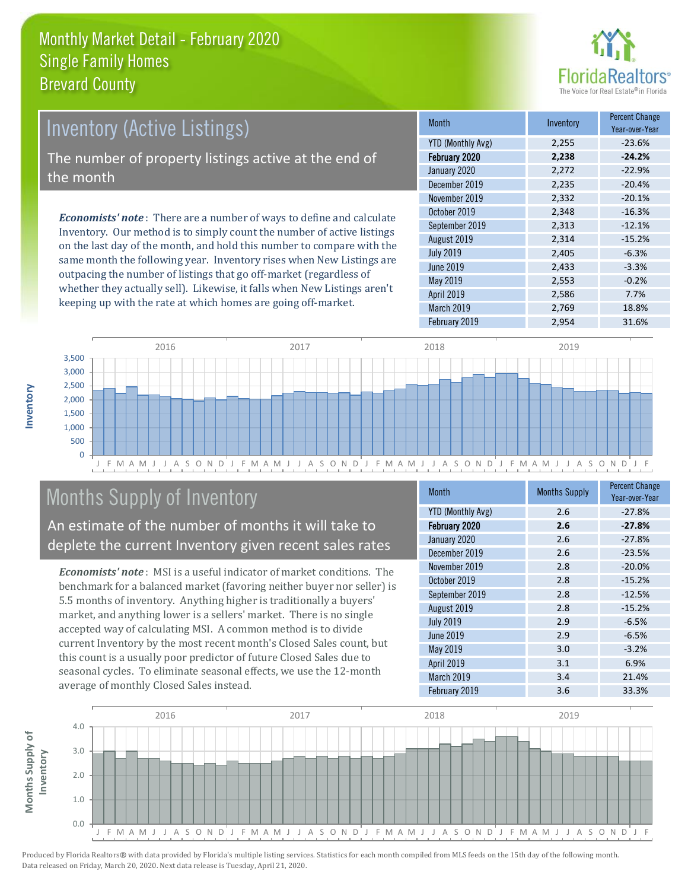# Monthly Market Detail - February 2020
## Single Family Homes
## Brevard County

FloridaRealtors®
The Voice for Real Estate® in Florida

## Inventory (Active Listings)

The number of property listings active at the end of the month

***Economists' note***: There are a number of ways to define and calculate Inventory. Our method is to simply count the number of active listings on the last day of the month, and hold this number to compare with the same month the following year. Inventory rises when New Listings are outpacing the number of listings that go off-market (regardless of whether they actually sell). Likewise, it falls when New Listings aren't keeping up with the rate at which homes are going off-market.

| Month | Inventory | Percent Change Year-over-Year |
|---|---|---|
| YTD (Monthly Avg) | 2,255 | -23.6% |
| **February 2020** | **2,238** | **-24.2%** |
| January 2020 | 2,272 | -22.9% |
| December 2019 | 2,235 | -20.4% |
| November 2019 | 2,332 | -20.1% |
| October 2019 | 2,348 | -16.3% |
| September 2019 | 2,313 | -12.1% |
| August 2019 | 2,314 | -15.2% |
| July 2019 | 2,405 | -6.3% |
| June 2019 | 2,433 | -3.3% |
| May 2019 | 2,553 | -0.2% |
| April 2019 | 2,586 | 7.7% |
| March 2019 | 2,769 | 18.8% |
| February 2019 | 2,954 | 31.6% |

Inventory

2016 2017 2018 2019

3,500 3,000 2,500 2,000 1,500 1,000 500 0

J F M A M J J A S O N D J F M A M J J A S O N D J F M A M J J A S O N D J F M A M J J A S O N D J F

## Months Supply of Inventory

An estimate of the number of months it will take to deplete the current Inventory given recent sales rates

***Economists' note***: MSI is a useful indicator of market conditions. The benchmark for a balanced market (favoring neither buyer nor seller) is 5.5 months of inventory. Anything higher is traditionally a buyers' market, and anything lower is a sellers' market. There is no single accepted way of calculating MSI. A common method is to divide current Inventory by the most recent month's Closed Sales count, but this count is a usually poor predictor of future Closed Sales due to seasonal cycles. To eliminate seasonal effects, we use the 12-month average of monthly Closed Sales instead.

| Month | Months Supply | Percent Change Year-over-Year |
|---|---|---|
| YTD (Monthly Avg) | 2.6 | -27.8% |
| **February 2020** | **2.6** | **-27.8%** |
| January 2020 | 2.6 | -27.8% |
| December 2019 | 2.6 | -23.5% |
| November 2019 | 2.8 | -20.0% |
| October 2019 | 2.8 | -15.2% |
| September 2019 | 2.8 | -12.5% |
| August 2019 | 2.8 | -15.2% |
| July 2019 | 2.9 | -6.5% |
| June 2019 | 2.9 | -6.5% |
| May 2019 | 3.0 | -3.2% |
| April 2019 | 3.1 | 6.9% |
| March 2019 | 3.4 | 21.4% |
| February 2019 | 3.6 | 33.3% |

Months Supply of Inventory

2016 2017 2018 2019

4.0 3.0 2.0 1.0 0.0

J F M A M J J A S O N D J F M A M J J A S O N D J F M A M J J A S O N D J F M A M J J A S O N D J F

Produced by Florida Realtors® with data provided by Florida's multiple listing services. Statistics for each month compiled from MLS feeds on the 15th day of the following month. Data released on Friday, March 20, 2020. Next data release is Tuesday, April 21, 2020.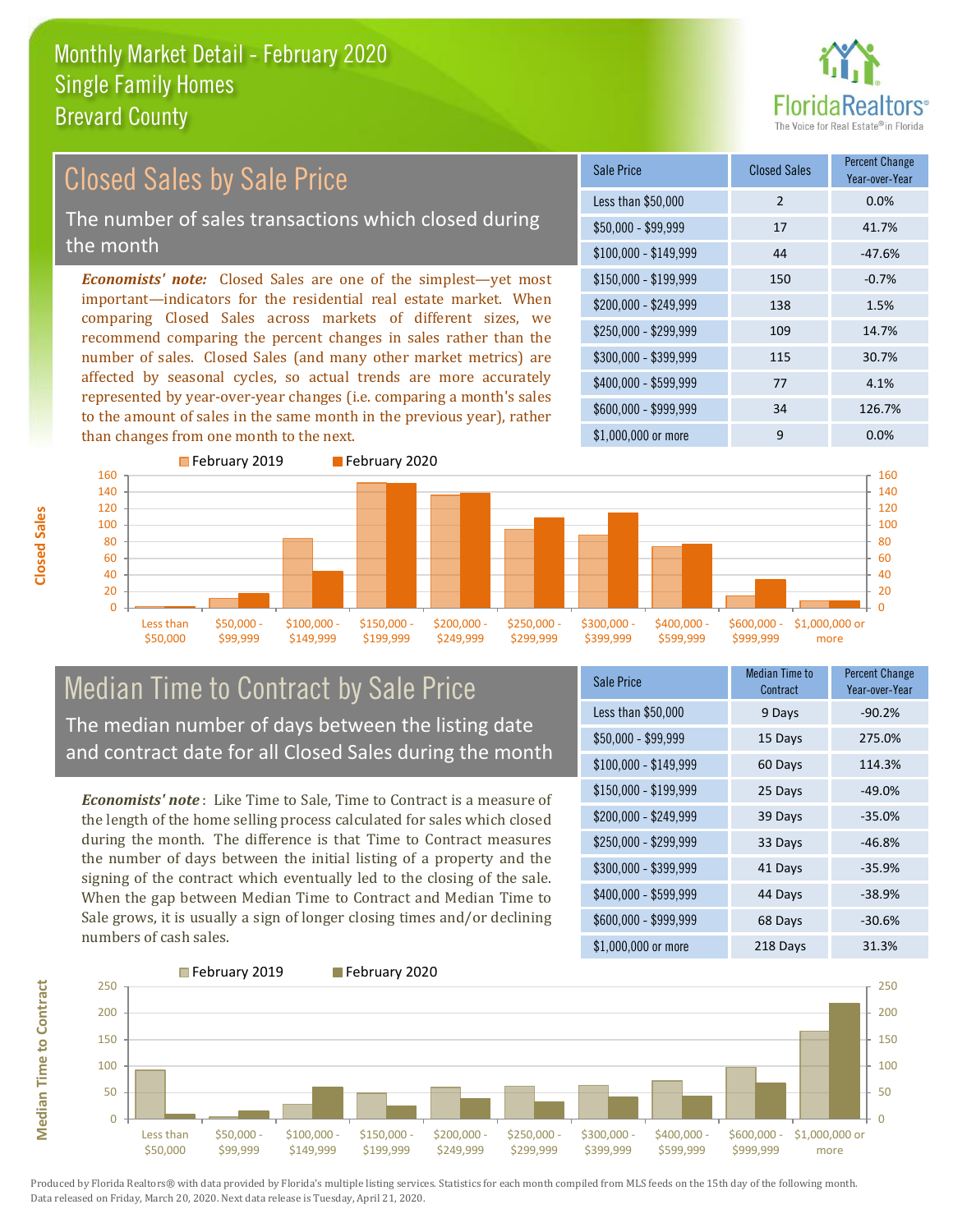# Monthly Market Detail - February 2020
## Single Family Homes
## Brevard County

FloridaRealtors® The Voice for Real Estate® in Florida

## Closed Sales by Sale Price

The number of sales transactions which closed during the month

*Economists' note:* Closed Sales are one of the simplest—yet most important—indicators for the residential real estate market. When comparing Closed Sales across markets of different sizes, we recommend comparing the percent changes in sales rather than the number of sales. Closed Sales (and many other market metrics) are affected by seasonal cycles, so actual trends are more accurately represented by year-over-year changes (i.e. comparing a month's sales to the amount of sales in the same month in the previous year), rather than changes from one month to the next.

| Sale Price | Closed Sales | Percent Change Year-over-Year |
|---|---|---|
| Less than $50,000 | 2 | 0.0% |
| $50,000 - $99,999 | 17 | 41.7% |
| $100,000 - $149,999 | 44 | -47.6% |
| $150,000 - $199,999 | 150 | -0.7% |
| $200,000 - $249,999 | 138 | 1.5% |
| $250,000 - $299,999 | 109 | 14.7% |
| $300,000 - $399,999 | 115 | 30.7% |
| $400,000 - $599,999 | 77 | 4.1% |
| $600,000 - $999,999 | 34 | 126.7% |
| $1,000,000 or more | 9 | 0.0% |

February 2019 February 2020

Closed Sales

0 20 40 60 80 100 120 140 160

Less than $50,000 | $50,000 - $99,999 | $100,000 - $149,999 | $150,000 - $199,999 | $200,000 - $249,999 | $250,000 - $299,999 | $300,000 - $399,999 | $400,000 - $599,999 | $600,000 - $999,999 | $1,000,000 or more

## Median Time to Contract by Sale Price

The median number of days between the listing date and contract date for all Closed Sales during the month

*Economists' note*: Like Time to Sale, Time to Contract is a measure of the length of the home selling process calculated for sales which closed during the month. The difference is that Time to Contract measures the number of days between the initial listing of a property and the signing of the contract which eventually led to the closing of the sale. When the gap between Median Time to Contract and Median Time to Sale grows, it is usually a sign of longer closing times and/or declining numbers of cash sales.

| Sale Price | Median Time to Contract | Percent Change Year-over-Year |
|---|---|---|
| Less than $50,000 | 9 Days | -90.2% |
| $50,000 - $99,999 | 15 Days | 275.0% |
| $100,000 - $149,999 | 60 Days | 114.3% |
| $150,000 - $199,999 | 25 Days | -49.0% |
| $200,000 - $249,999 | 39 Days | -35.0% |
| $250,000 - $299,999 | 33 Days | -46.8% |
| $300,000 - $399,999 | 41 Days | -35.9% |
| $400,000 - $599,999 | 44 Days | -38.9% |
| $600,000 - $999,999 | 68 Days | -30.6% |
| $1,000,000 or more | 218 Days | 31.3% |

February 2019 February 2020

Median Time to Contract

0 50 100 150 200 250

Less than $50,000 | $50,000 - $99,999 | $100,000 - $149,999 | $150,000 - $199,999 | $200,000 - $249,999 | $250,000 - $299,999 | $300,000 - $399,999 | $400,000 - $599,999 | $600,000 - $999,999 | $1,000,000 or more

Produced by Florida Realtors® with data provided by Florida's multiple listing services. Statistics for each month compiled from MLS feeds on the 15th day of the following month. Data released on Friday, March 20, 2020. Next data release is Tuesday, April 21, 2020.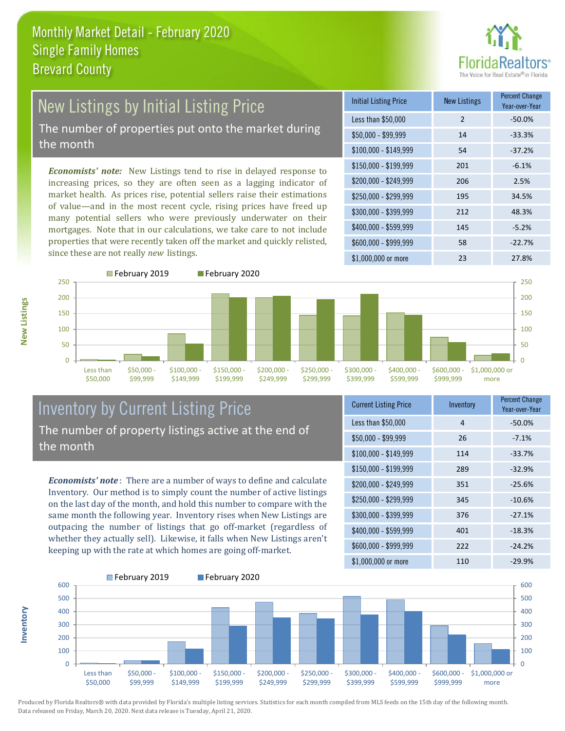Monthly Market Detail - February 2020
Single Family Homes
Brevard County

FloridaRealtors®
The Voice for Real Estate® in Florida

## New Listings by Initial Listing Price

The number of properties put onto the market during the month

*Economists' note:* New Listings tend to rise in delayed response to increasing prices, so they are often seen as a lagging indicator of market health. As prices rise, potential sellers raise their estimations of value—and in the most recent cycle, rising prices have freed up many potential sellers who were previously underwater on their mortgages. Note that in our calculations, we take care to not include properties that were recently taken off the market and quickly relisted, since these are not really *new* listings.

| Initial Listing Price | New Listings | Percent Change Year-over-Year |
|---|---|---|
| Less than $50,000 | 2 | -50.0% |
| $50,000 - $99,999 | 14 | -33.3% |
| $100,000 - $149,999 | 54 | -37.2% |
| $150,000 - $199,999 | 201 | -6.1% |
| $200,000 - $249,999 | 206 | 2.5% |
| $250,000 - $299,999 | 195 | 34.5% |
| $300,000 - $399,999 | 212 | 48.3% |
| $400,000 - $599,999 | 145 | -5.2% |
| $600,000 - $999,999 | 58 | -22.7% |
| $1,000,000 or more | 23 | 27.8% |

February 2019 February 2020

New Listings

0 50 100 150 200 250

Less than $50,000 | $50,000 - $99,999 | $100,000 - $149,999 | $150,000 - $199,999 | $200,000 - $249,999 | $250,000 - $299,999 | $300,000 - $399,999 | $400,000 - $599,999 | $600,000 - $999,999 | $1,000,000 or more

## Inventory by Current Listing Price

The number of property listings active at the end of the month

*Economists' note*: There are a number of ways to define and calculate Inventory. Our method is to simply count the number of active listings on the last day of the month, and hold this number to compare with the same month the following year. Inventory rises when New Listings are outpacing the number of listings that go off-market (regardless of whether they actually sell). Likewise, it falls when New Listings aren't keeping up with the rate at which homes are going off-market.

| Current Listing Price | Inventory | Percent Change Year-over-Year |
|---|---|---|
| Less than $50,000 | 4 | -50.0% |
| $50,000 - $99,999 | 26 | -7.1% |
| $100,000 - $149,999 | 114 | -33.7% |
| $150,000 - $199,999 | 289 | -32.9% |
| $200,000 - $249,999 | 351 | -25.6% |
| $250,000 - $299,999 | 345 | -10.6% |
| $300,000 - $399,999 | 376 | -27.1% |
| $400,000 - $599,999 | 401 | -18.3% |
| $600,000 - $999,999 | 222 | -24.2% |
| $1,000,000 or more | 110 | -29.9% |

February 2019 February 2020

Inventory

0 100 200 300 400 500 600

Less than $50,000 | $50,000 - $99,999 | $100,000 - $149,999 | $150,000 - $199,999 | $200,000 - $249,999 | $250,000 - $299,999 | $300,000 - $399,999 | $400,000 - $599,999 | $600,000 - $999,999 | $1,000,000 or more

Produced by Florida Realtors® with data provided by Florida's multiple listing services. Statistics for each month compiled from MLS feeds on the 15th day of the following month. Data released on Friday, March 20, 2020. Next data release is Tuesday, April 21, 2020.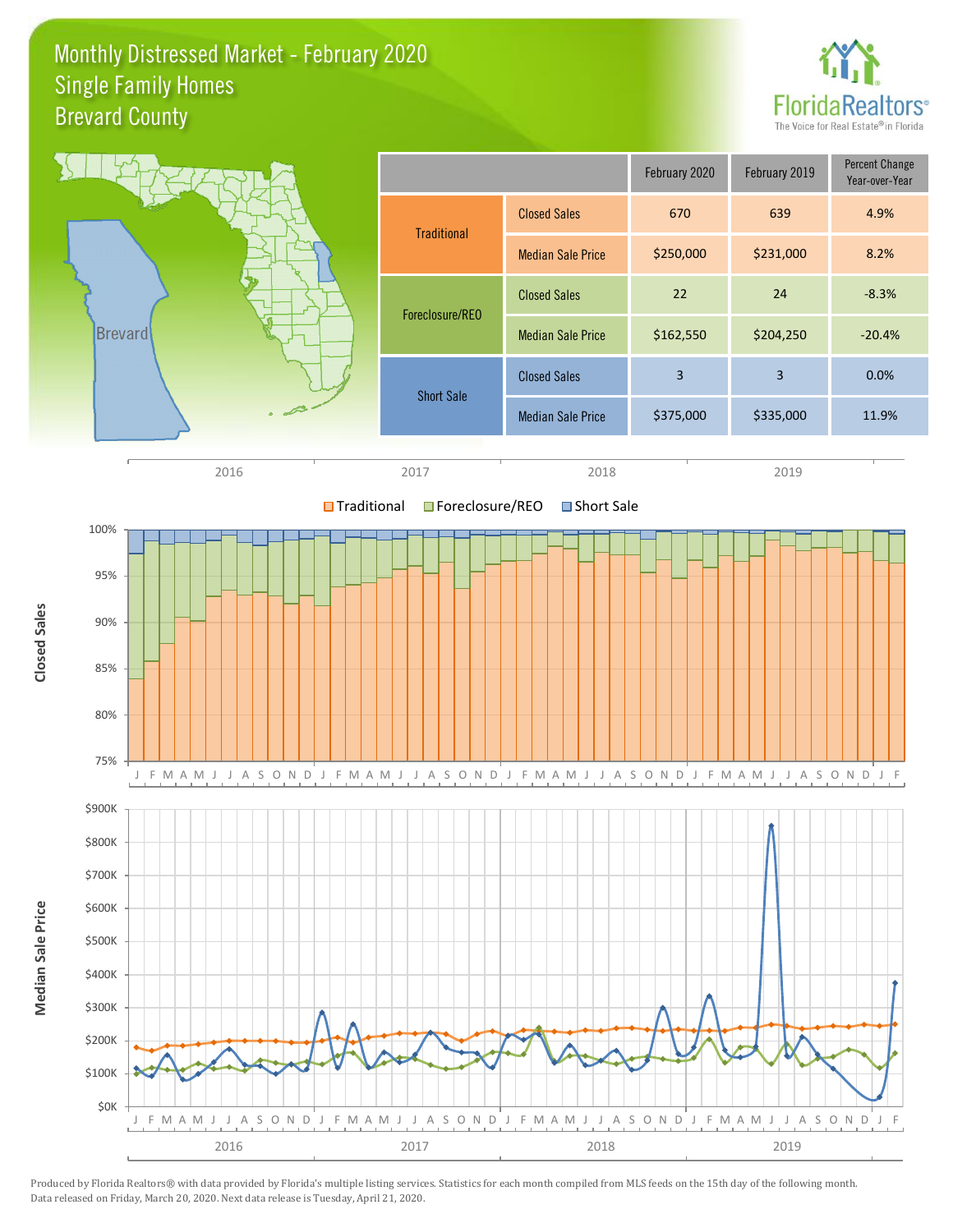# Monthly Distressed Market - February 2020
## Single Family Homes
## Brevard County

FloridaRealtors®
The Voice for Real Estate® in Florida

Brevard

| | | February 2020 | February 2019 | Percent Change Year-over-Year |
|---|---|---|---|---|
| Traditional | Closed Sales | 670 | 639 | 4.9% |
| | Median Sale Price | $250,000 | $231,000 | 8.2% |
| Foreclosure/REO | Closed Sales | 22 | 24 | -8.3% |
| | Median Sale Price | $162,550 | $204,250 | -20.4% |
| Short Sale | Closed Sales | 3 | 3 | 0.0% |
| | Median Sale Price | $375,000 | $335,000 | 11.9% |

2016 2017 2018 2019

Traditional Foreclosure/REO Short Sale

Closed Sales

100% 95% 90% 85% 80% 75%

J F M A M J J A S O N D J F M A M J J A S O N D J F M A M J J A S O N D J F M A M J J A S O N D J F

Median Sale Price

$900K $800K $700K $600K $500K $400K $300K $200K $100K $0K

J F M A M J J A S O N D J F M A M J J A S O N D J F M A M J J A S O N D J F M A M J J A S O N D J F

2016 2017 2018 2019

Produced by Florida Realtors® with data provided by Florida's multiple listing services. Statistics for each month compiled from MLS feeds on the 15th day of the following month. Data released on Friday, March 20, 2020. Next data release is Tuesday, April 21, 2020.